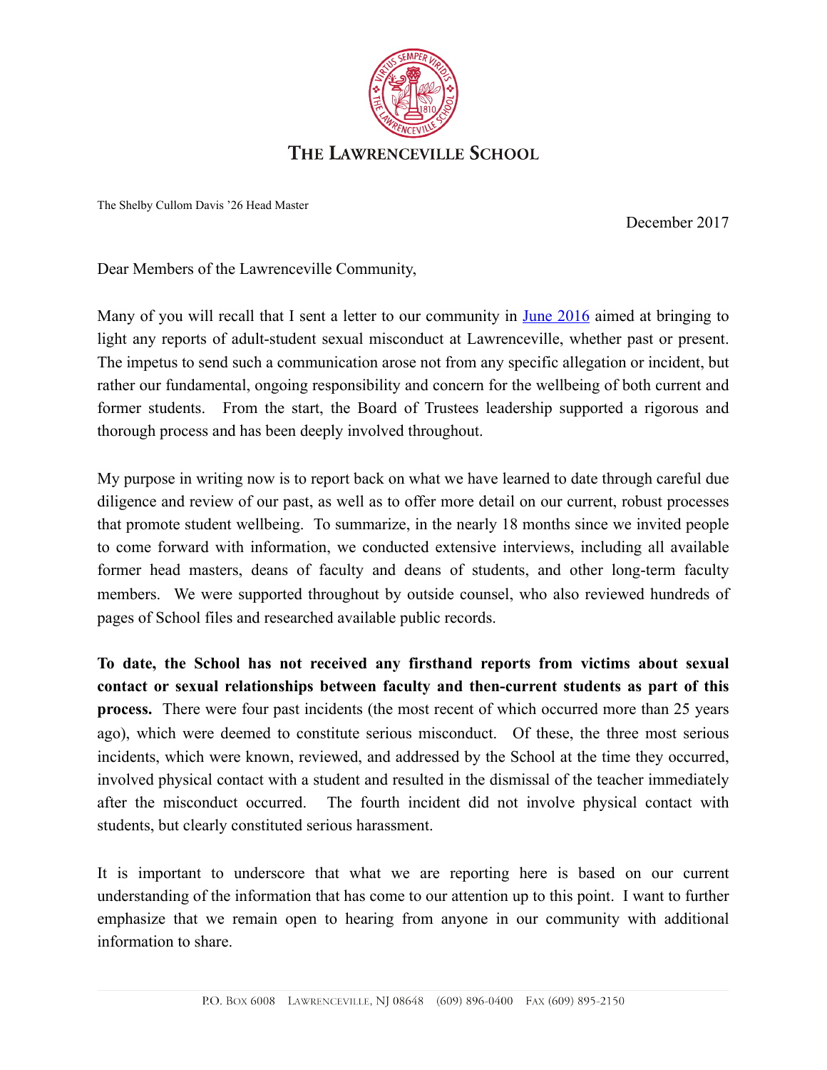# THE LAWRENCEVILLE SCHOOL

The Shelby Cullom Davis '26 Head Master

December 2017

Dear Members of the Lawrenceville Community,

Many of you will recall that I sent a letter to our community in June 2016 aimed at bringing to light any reports of adult-student sexual misconduct at Lawrenceville, whether past or present. The impetus to send such a communication arose not from any specific allegation or incident, but rather our fundamental, ongoing responsibility and concern for the wellbeing of both current and former students. From the start, the Board of Trustees leadership supported a rigorous and thorough process and has been deeply involved throughout.

My purpose in writing now is to report back on what we have learned to date through careful due diligence and review of our past, as well as to offer more detail on our current, robust processes that promote student wellbeing. To summarize, in the nearly 18 months since we invited people to come forward with information, we conducted extensive interviews, including all available former head masters, deans of faculty and deans of students, and other long-term faculty members. We were supported throughout by outside counsel, who also reviewed hundreds of pages of School files and researched available public records.

**To date, the School has not received any firsthand reports from victims about sexual contact or sexual relationships between faculty and then-current students as part of this process.** There were four past incidents (the most recent of which occurred more than 25 years ago), which were deemed to constitute serious misconduct. Of these, the three most serious incidents, which were known, reviewed, and addressed by the School at the time they occurred, involved physical contact with a student and resulted in the dismissal of the teacher immediately after the misconduct occurred. The fourth incident did not involve physical contact with students, but clearly constituted serious harassment.

It is important to underscore that what we are reporting here is based on our current understanding of the information that has come to our attention up to this point. I want to further emphasize that we remain open to hearing from anyone in our community with additional information to share.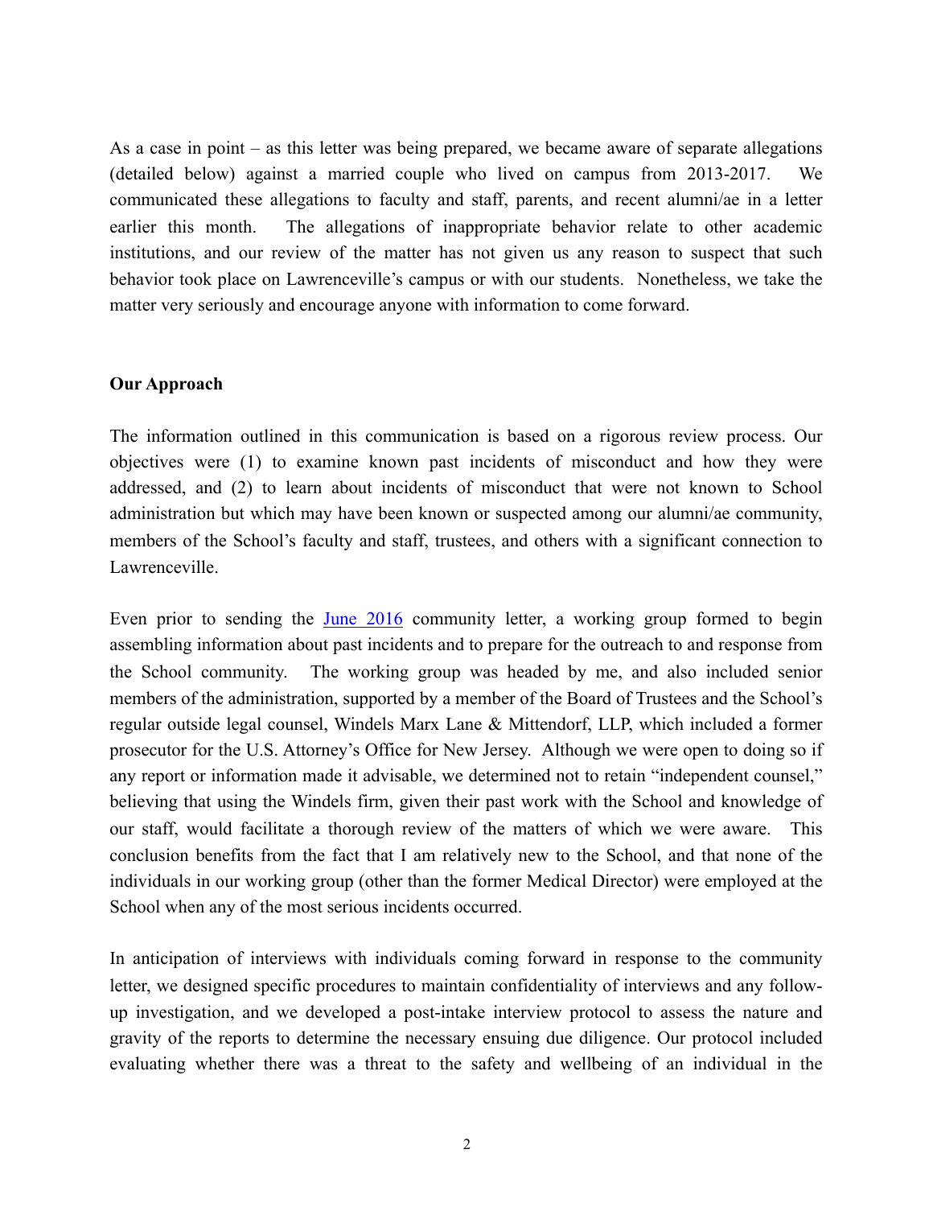As a case in point – as this letter was being prepared, we became aware of separate allegations (detailed below) against a married couple who lived on campus from 2013-2017. We communicated these allegations to faculty and staff, parents, and recent alumni/ae in a letter earlier this month. The allegations of inappropriate behavior relate to other academic institutions, and our review of the matter has not given us any reason to suspect that such behavior took place on Lawrenceville's campus or with our students. Nonetheless, we take the matter very seriously and encourage anyone with information to come forward.

**Our Approach**

The information outlined in this communication is based on a rigorous review process. Our objectives were (1) to examine known past incidents of misconduct and how they were addressed, and (2) to learn about incidents of misconduct that were not known to School administration but which may have been known or suspected among our alumni/ae community, members of the School's faculty and staff, trustees, and others with a significant connection to Lawrenceville.

Even prior to sending the June 2016 community letter, a working group formed to begin assembling information about past incidents and to prepare for the outreach to and response from the School community. The working group was headed by me, and also included senior members of the administration, supported by a member of the Board of Trustees and the School's regular outside legal counsel, Windels Marx Lane & Mittendorf, LLP, which included a former prosecutor for the U.S. Attorney's Office for New Jersey. Although we were open to doing so if any report or information made it advisable, we determined not to retain "independent counsel," believing that using the Windels firm, given their past work with the School and knowledge of our staff, would facilitate a thorough review of the matters of which we were aware. This conclusion benefits from the fact that I am relatively new to the School, and that none of the individuals in our working group (other than the former Medical Director) were employed at the School when any of the most serious incidents occurred.

In anticipation of interviews with individuals coming forward in response to the community letter, we designed specific procedures to maintain confidentiality of interviews and any follow-up investigation, and we developed a post-intake interview protocol to assess the nature and gravity of the reports to determine the necessary ensuing due diligence. Our protocol included evaluating whether there was a threat to the safety and wellbeing of an individual in the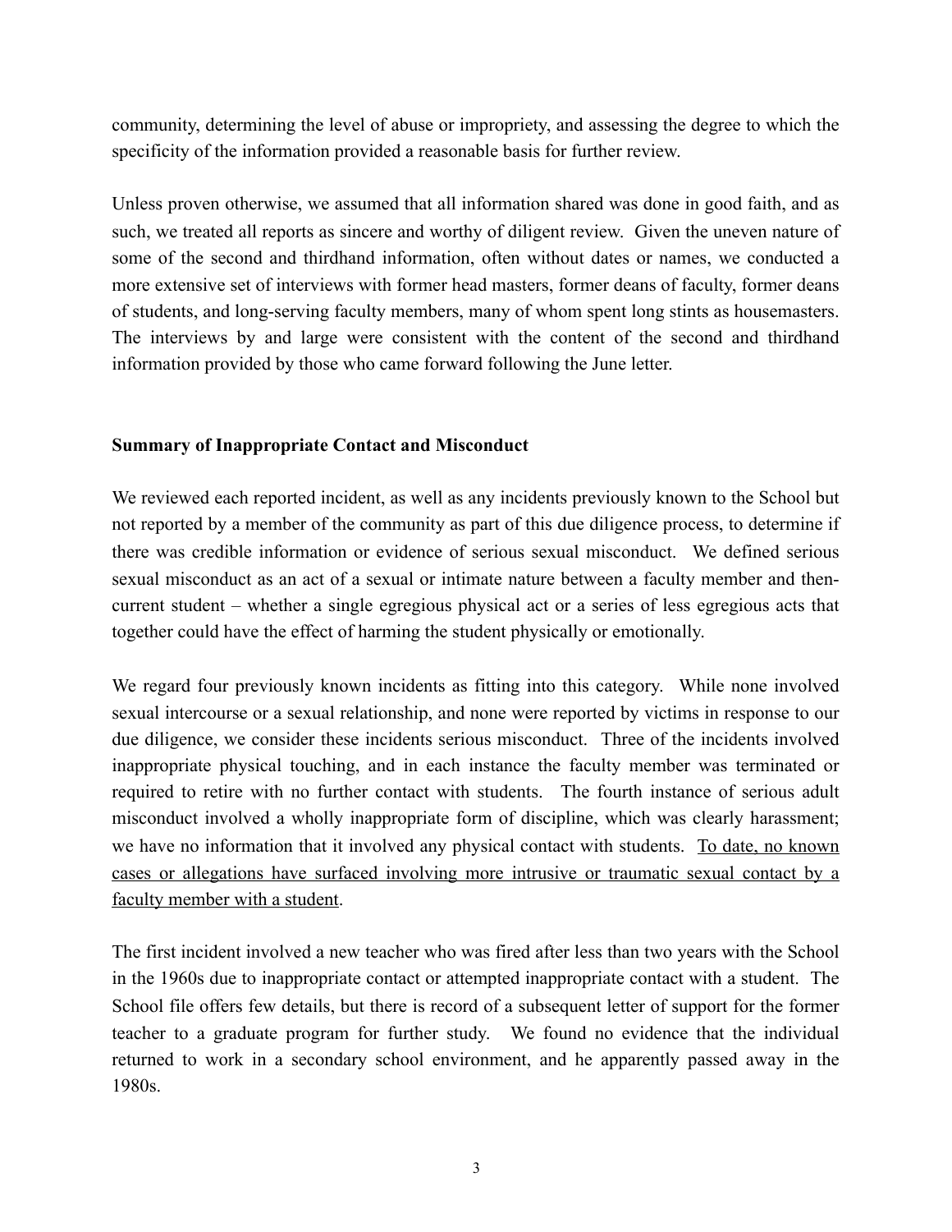community, determining the level of abuse or impropriety, and assessing the degree to which the specificity of the information provided a reasonable basis for further review.

Unless proven otherwise, we assumed that all information shared was done in good faith, and as such, we treated all reports as sincere and worthy of diligent review. Given the uneven nature of some of the second and thirdhand information, often without dates or names, we conducted a more extensive set of interviews with former head masters, former deans of faculty, former deans of students, and long-serving faculty members, many of whom spent long stints as housemasters. The interviews by and large were consistent with the content of the second and thirdhand information provided by those who came forward following the June letter.

**Summary of Inappropriate Contact and Misconduct**

We reviewed each reported incident, as well as any incidents previously known to the School but not reported by a member of the community as part of this due diligence process, to determine if there was credible information or evidence of serious sexual misconduct. We defined serious sexual misconduct as an act of a sexual or intimate nature between a faculty member and then-current student – whether a single egregious physical act or a series of less egregious acts that together could have the effect of harming the student physically or emotionally.

We regard four previously known incidents as fitting into this category. While none involved sexual intercourse or a sexual relationship, and none were reported by victims in response to our due diligence, we consider these incidents serious misconduct. Three of the incidents involved inappropriate physical touching, and in each instance the faculty member was terminated or required to retire with no further contact with students. The fourth instance of serious adult misconduct involved a wholly inappropriate form of discipline, which was clearly harassment; we have no information that it involved any physical contact with students. <u>To date, no known cases or allegations have surfaced involving more intrusive or traumatic sexual contact by a faculty member with a student</u>.

The first incident involved a new teacher who was fired after less than two years with the School in the 1960s due to inappropriate contact or attempted inappropriate contact with a student. The School file offers few details, but there is record of a subsequent letter of support for the former teacher to a graduate program for further study. We found no evidence that the individual returned to work in a secondary school environment, and he apparently passed away in the 1980s.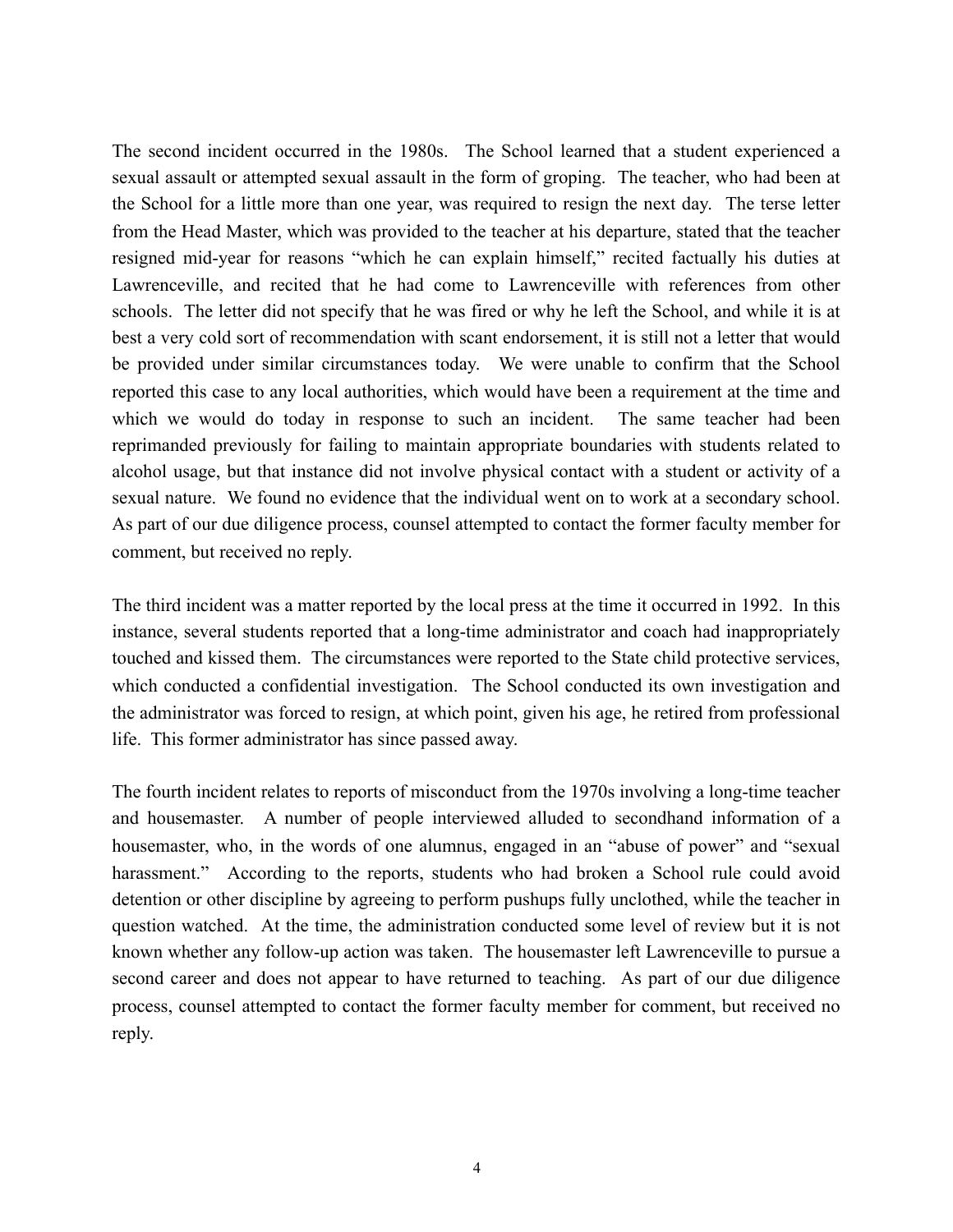The second incident occurred in the 1980s. The School learned that a student experienced a sexual assault or attempted sexual assault in the form of groping. The teacher, who had been at the School for a little more than one year, was required to resign the next day. The terse letter from the Head Master, which was provided to the teacher at his departure, stated that the teacher resigned mid-year for reasons "which he can explain himself," recited factually his duties at Lawrenceville, and recited that he had come to Lawrenceville with references from other schools. The letter did not specify that he was fired or why he left the School, and while it is at best a very cold sort of recommendation with scant endorsement, it is still not a letter that would be provided under similar circumstances today. We were unable to confirm that the School reported this case to any local authorities, which would have been a requirement at the time and which we would do today in response to such an incident. The same teacher had been reprimanded previously for failing to maintain appropriate boundaries with students related to alcohol usage, but that instance did not involve physical contact with a student or activity of a sexual nature. We found no evidence that the individual went on to work at a secondary school. As part of our due diligence process, counsel attempted to contact the former faculty member for comment, but received no reply.

The third incident was a matter reported by the local press at the time it occurred in 1992. In this instance, several students reported that a long-time administrator and coach had inappropriately touched and kissed them. The circumstances were reported to the State child protective services, which conducted a confidential investigation. The School conducted its own investigation and the administrator was forced to resign, at which point, given his age, he retired from professional life. This former administrator has since passed away.

The fourth incident relates to reports of misconduct from the 1970s involving a long-time teacher and housemaster. A number of people interviewed alluded to secondhand information of a housemaster, who, in the words of one alumnus, engaged in an "abuse of power" and "sexual harassment." According to the reports, students who had broken a School rule could avoid detention or other discipline by agreeing to perform pushups fully unclothed, while the teacher in question watched. At the time, the administration conducted some level of review but it is not known whether any follow-up action was taken. The housemaster left Lawrenceville to pursue a second career and does not appear to have returned to teaching. As part of our due diligence process, counsel attempted to contact the former faculty member for comment, but received no reply.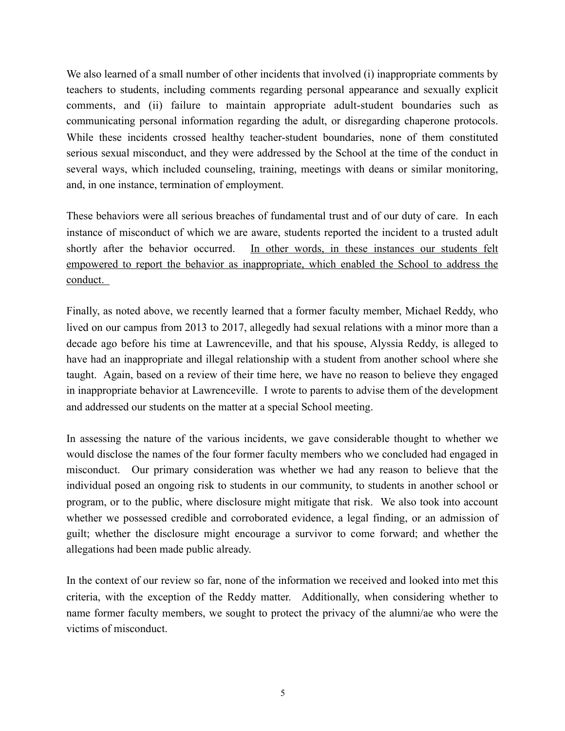We also learned of a small number of other incidents that involved (i) inappropriate comments by teachers to students, including comments regarding personal appearance and sexually explicit comments, and (ii) failure to maintain appropriate adult-student boundaries such as communicating personal information regarding the adult, or disregarding chaperone protocols. While these incidents crossed healthy teacher-student boundaries, none of them constituted serious sexual misconduct, and they were addressed by the School at the time of the conduct in several ways, which included counseling, training, meetings with deans or similar monitoring, and, in one instance, termination of employment.

These behaviors were all serious breaches of fundamental trust and of our duty of care. In each instance of misconduct of which we are aware, students reported the incident to a trusted adult shortly after the behavior occurred. <u>In other words, in these instances our students felt empowered to report the behavior as inappropriate, which enabled the School to address the conduct.</u>

Finally, as noted above, we recently learned that a former faculty member, Michael Reddy, who lived on our campus from 2013 to 2017, allegedly had sexual relations with a minor more than a decade ago before his time at Lawrenceville, and that his spouse, Alyssia Reddy, is alleged to have had an inappropriate and illegal relationship with a student from another school where she taught. Again, based on a review of their time here, we have no reason to believe they engaged in inappropriate behavior at Lawrenceville. I wrote to parents to advise them of the development and addressed our students on the matter at a special School meeting.

In assessing the nature of the various incidents, we gave considerable thought to whether we would disclose the names of the four former faculty members who we concluded had engaged in misconduct. Our primary consideration was whether we had any reason to believe that the individual posed an ongoing risk to students in our community, to students in another school or program, or to the public, where disclosure might mitigate that risk. We also took into account whether we possessed credible and corroborated evidence, a legal finding, or an admission of guilt; whether the disclosure might encourage a survivor to come forward; and whether the allegations had been made public already.

In the context of our review so far, none of the information we received and looked into met this criteria, with the exception of the Reddy matter. Additionally, when considering whether to name former faculty members, we sought to protect the privacy of the alumni/ae who were the victims of misconduct.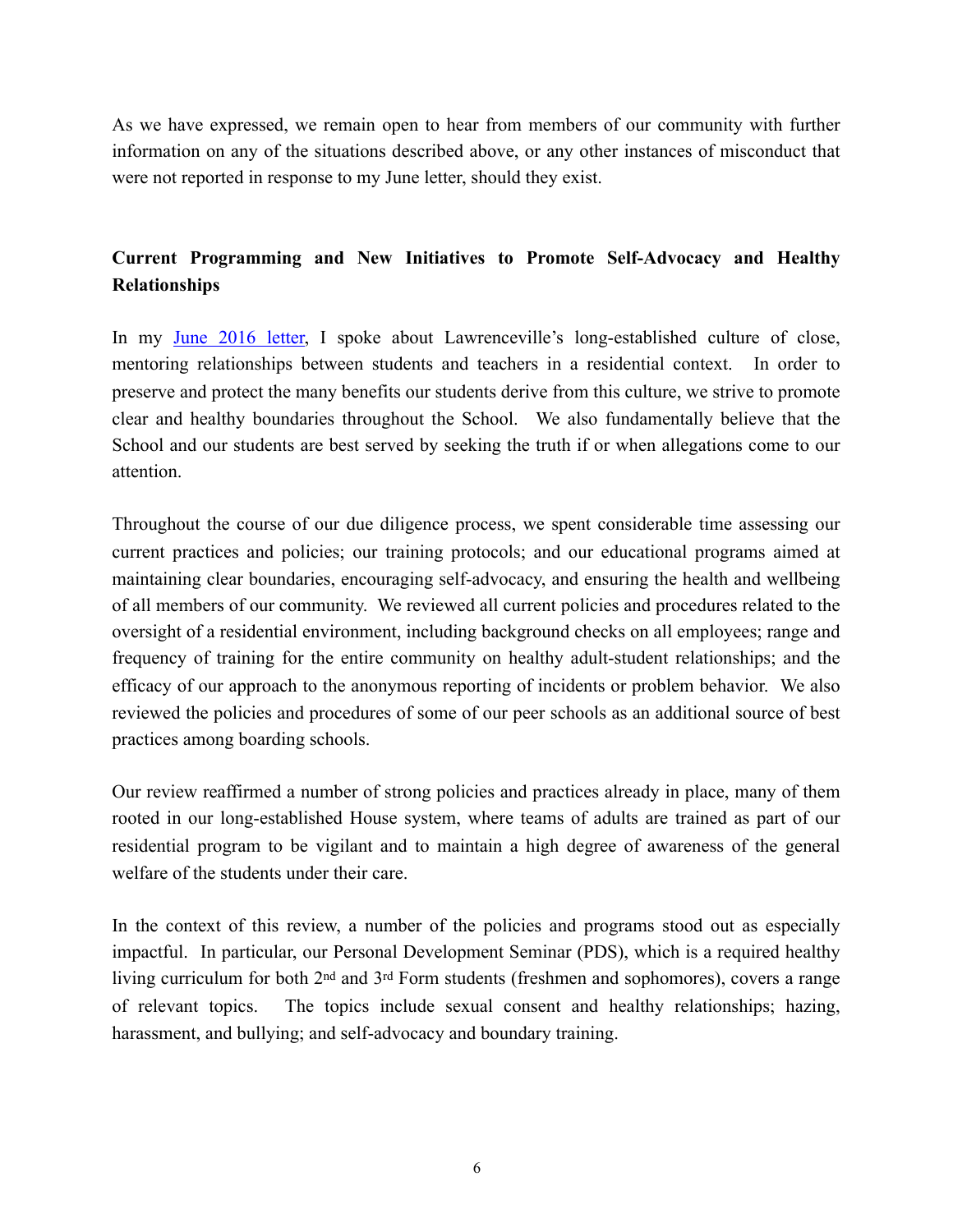As we have expressed, we remain open to hear from members of our community with further information on any of the situations described above, or any other instances of misconduct that were not reported in response to my June letter, should they exist.

## Current Programming and New Initiatives to Promote Self-Advocacy and Healthy Relationships

In my [June 2016 letter](), I spoke about Lawrenceville's long-established culture of close, mentoring relationships between students and teachers in a residential context. In order to preserve and protect the many benefits our students derive from this culture, we strive to promote clear and healthy boundaries throughout the School. We also fundamentally believe that the School and our students are best served by seeking the truth if or when allegations come to our attention.

Throughout the course of our due diligence process, we spent considerable time assessing our current practices and policies; our training protocols; and our educational programs aimed at maintaining clear boundaries, encouraging self-advocacy, and ensuring the health and wellbeing of all members of our community. We reviewed all current policies and procedures related to the oversight of a residential environment, including background checks on all employees; range and frequency of training for the entire community on healthy adult-student relationships; and the efficacy of our approach to the anonymous reporting of incidents or problem behavior. We also reviewed the policies and procedures of some of our peer schools as an additional source of best practices among boarding schools.

Our review reaffirmed a number of strong policies and practices already in place, many of them rooted in our long-established House system, where teams of adults are trained as part of our residential program to be vigilant and to maintain a high degree of awareness of the general welfare of the students under their care.

In the context of this review, a number of the policies and programs stood out as especially impactful. In particular, our Personal Development Seminar (PDS), which is a required healthy living curriculum for both 2nd and 3rd Form students (freshmen and sophomores), covers a range of relevant topics. The topics include sexual consent and healthy relationships; hazing, harassment, and bullying; and self-advocacy and boundary training.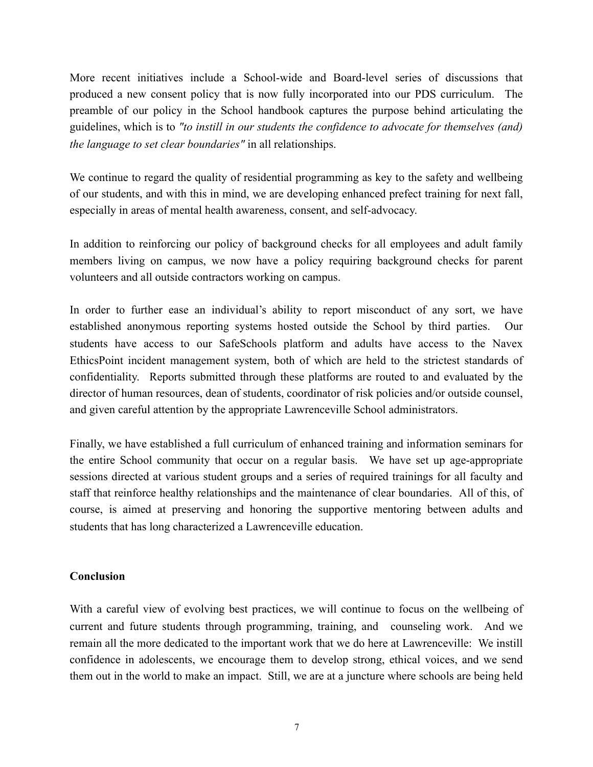More recent initiatives include a School-wide and Board-level series of discussions that produced a new consent policy that is now fully incorporated into our PDS curriculum. The preamble of our policy in the School handbook captures the purpose behind articulating the guidelines, which is to *"to instill in our students the confidence to advocate for themselves (and) the language to set clear boundaries"* in all relationships.

We continue to regard the quality of residential programming as key to the safety and wellbeing of our students, and with this in mind, we are developing enhanced prefect training for next fall, especially in areas of mental health awareness, consent, and self-advocacy.

In addition to reinforcing our policy of background checks for all employees and adult family members living on campus, we now have a policy requiring background checks for parent volunteers and all outside contractors working on campus.

In order to further ease an individual's ability to report misconduct of any sort, we have established anonymous reporting systems hosted outside the School by third parties. Our students have access to our SafeSchools platform and adults have access to the Navex EthicsPoint incident management system, both of which are held to the strictest standards of confidentiality. Reports submitted through these platforms are routed to and evaluated by the director of human resources, dean of students, coordinator of risk policies and/or outside counsel, and given careful attention by the appropriate Lawrenceville School administrators.

Finally, we have established a full curriculum of enhanced training and information seminars for the entire School community that occur on a regular basis. We have set up age-appropriate sessions directed at various student groups and a series of required trainings for all faculty and staff that reinforce healthy relationships and the maintenance of clear boundaries. All of this, of course, is aimed at preserving and honoring the supportive mentoring between adults and students that has long characterized a Lawrenceville education.

**Conclusion**

With a careful view of evolving best practices, we will continue to focus on the wellbeing of current and future students through programming, training, and counseling work. And we remain all the more dedicated to the important work that we do here at Lawrenceville: We instill confidence in adolescents, we encourage them to develop strong, ethical voices, and we send them out in the world to make an impact. Still, we are at a juncture where schools are being held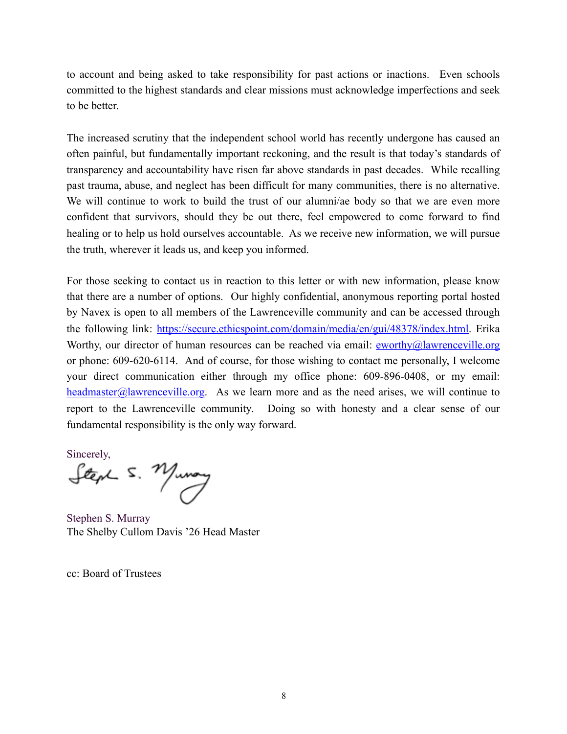to account and being asked to take responsibility for past actions or inactions. Even schools committed to the highest standards and clear missions must acknowledge imperfections and seek to be better.

The increased scrutiny that the independent school world has recently undergone has caused an often painful, but fundamentally important reckoning, and the result is that today's standards of transparency and accountability have risen far above standards in past decades. While recalling past trauma, abuse, and neglect has been difficult for many communities, there is no alternative. We will continue to work to build the trust of our alumni/ae body so that we are even more confident that survivors, should they be out there, feel empowered to come forward to find healing or to help us hold ourselves accountable. As we receive new information, we will pursue the truth, wherever it leads us, and keep you informed.

For those seeking to contact us in reaction to this letter or with new information, please know that there are a number of options. Our highly confidential, anonymous reporting portal hosted by Navex is open to all members of the Lawrenceville community and can be accessed through the following link: https://secure.ethicspoint.com/domain/media/en/gui/48378/index.html. Erika Worthy, our director of human resources can be reached via email: eworthy@lawrenceville.org or phone: 609-620-6114. And of course, for those wishing to contact me personally, I welcome your direct communication either through my office phone: 609-896-0408, or my email: headmaster@lawrenceville.org. As we learn more and as the need arises, we will continue to report to the Lawrenceville community. Doing so with honesty and a clear sense of our fundamental responsibility is the only way forward.

Sincerely,

Stephen S. Murray
The Shelby Cullom Davis '26 Head Master

cc: Board of Trustees